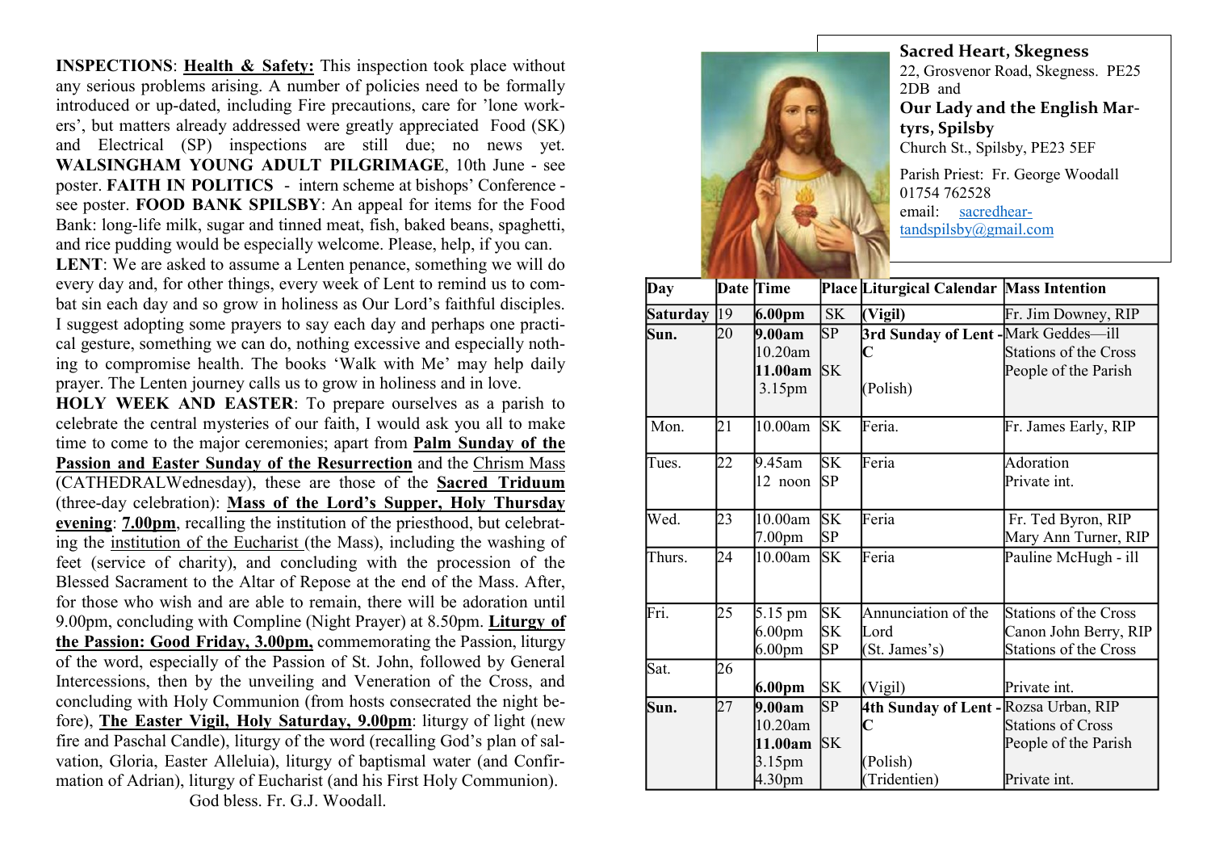**INSPECTIONS**: **Health & Safety:** This inspection took place without any serious problems arising. A number of policies need to be formally introduced or up-dated, including Fire precautions, care for 'lone workers', but matters already addressed were greatly appreciated Food (SK) and Electrical (SP) inspections are still due; no news yet. **WALSINGHAM YOUNG ADULT PILGRIMAGE**, 10th June - see poster. **FAITH IN POLITICS** - intern scheme at bishops' Conference - see poster. **FOOD BANK SPILSBY**: An appeal for items for the Food Bank: long-life milk, sugar and tinned meat, fish, baked beans, spaghetti, and rice pudding would be especially welcome. Please, help, if you can.

**LENT**: We are asked to assume a Lenten penance, something we will do every day and, for other things, every week of Lent to remind us to combat sin each day and so grow in holiness as Our Lord's faithful disciples. I suggest adopting some prayers to say each day and perhaps one practical gesture, something we can do, nothing excessive and especially nothing to compromise health. The books 'Walk with Me' may help daily prayer. The Lenten journey calls us to grow in holiness and in love.

**HOLY WEEK AND EASTER**: To prepare ourselves as a parish to celebrate the central mysteries of our faith, I would ask you all to make time to come to the major ceremonies; apart from **Palm Sunday of the Passion and Easter Sunday of the Resurrection** and the Chrism Mass (CATHEDRALWednesday), these are those of the **Sacred Triduum** (three-day celebration): **Mass of the Lord's Supper, Holy Thursday evening**: **7.00pm**, recalling the institution of the priesthood, but celebrating the institution of the Eucharist (the Mass), including the washing of feet (service of charity), and concluding with the procession of the Blessed Sacrament to the Altar of Repose at the end of the Mass. After, for those who wish and are able to remain, there will be adoration until 9.00pm, concluding with Compline (Night Prayer) at 8.50pm. **Liturgy of the Passion: Good Friday, 3.00pm,** commemorating the Passion, liturgy of the word, especially of the Passion of St. John, followed by General Intercessions, then by the unveiling and Veneration of the Cross, and concluding with Holy Communion (from hosts consecrated the night before), **The Easter Vigil, Holy Saturday, 9.00pm**: liturgy of light (new fire and Paschal Candle), liturgy of the word (recalling God's plan of salvation, Gloria, Easter Alleluia), liturgy of baptismal water (and Confirmation of Adrian), liturgy of Eucharist (and his First Holy Communion).

God bless. Fr. G.J. Woodall.

## Sacred Heart, Skegness

22, Grosvenor Road, Skegness. PE25 2DB and

## Our Lady and the English Martyrs, Spilsby

Church St., Spilsby, PE23 5EF

Parish Priest: Fr. George Woodall
01754 762528
email: sacredheartandspilsby@gmail.com

| Day | Date | Time | Place | Liturgical Calendar | Mass Intention |
|---|---|---|---|---|---|
| **Saturday** | 19 | **6.00pm** | SK | **(Vigil)** | Fr. Jim Downey, RIP |
| **Sun.** | 20 | **9.00am**<br>10.20am<br>**11.00am**<br>3.15pm | SP<br><br>SK | **3rd Sunday of Lent - C**<br><br>(Polish) | Mark Geddes—ill<br>Stations of the Cross<br>People of the Parish |
| Mon. | 21 | 10.00am | SK | Feria. | Fr. James Early, RIP |
| Tues. | 22 | 9.45am<br>12 noon | SK<br>SP | Feria | Adoration<br>Private int. |
| Wed. | 23 | 10.00am<br>7.00pm | SK<br>SP | Feria | Fr. Ted Byron, RIP<br>Mary Ann Turner, RIP |
| Thurs. | 24 | 10.00am | SK | Feria | Pauline McHugh - ill |
| Fri. | 25 | 5.15 pm<br>6.00pm<br>6.00pm | SK<br>SK<br>SP | Annunciation of the Lord<br>(St. James's) | Stations of the Cross<br>Canon John Berry, RIP<br>Stations of the Cross |
| Sat. | 26 | **6.00pm** | SK | (Vigil) | Private int. |
| **Sun.** | 27 | **9.00am**<br>10.20am<br>**11.00am**<br>3.15pm<br>4.30pm | SP<br><br>SK | **4th Sunday of Lent - C**<br><br>(Polish)<br>(Tridentien) | Rozsa Urban, RIP<br>Stations of Cross<br>People of the Parish<br><br>Private int. |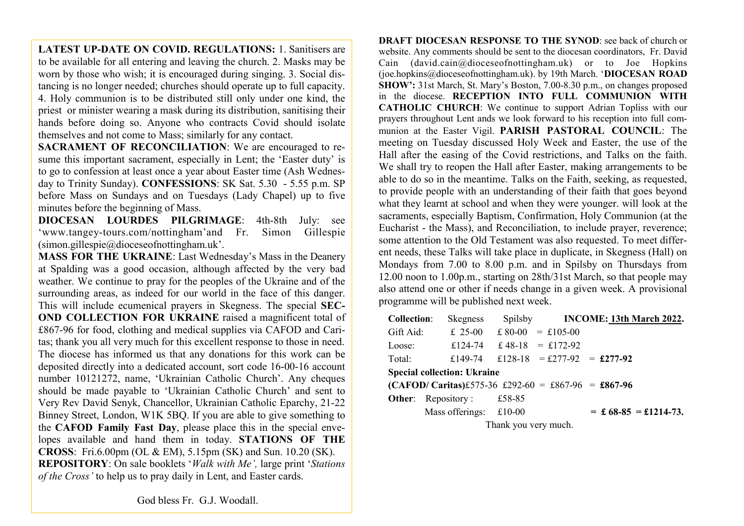**LATEST UP-DATE ON COVID. REGULATIONS:** 1. Sanitisers are to be available for all entering and leaving the church. 2. Masks may be worn by those who wish; it is encouraged during singing. 3. Social distancing is no longer needed; churches should operate up to full capacity. 4. Holy communion is to be distributed still only under one kind, the priest or minister wearing a mask during its distribution, sanitising their hands before doing so. Anyone who contracts Covid should isolate themselves and not come to Mass; similarly for any contact.

**SACRAMENT OF RECONCILIATION**: We are encouraged to resume this important sacrament, especially in Lent; the 'Easter duty' is to go to confession at least once a year about Easter time (Ash Wednesday to Trinity Sunday). **CONFESSIONS**: SK Sat. 5.30 - 5.55 p.m. SP before Mass on Sundays and on Tuesdays (Lady Chapel) up to five minutes before the beginning of Mass.

**DIOCESAN LOURDES PILGRIMAGE**: 4th-8th July: see 'www.tangey-tours.com/nottingham'and Fr. Simon Gillespie (simon.gillespie@dioceseofnottingham.uk'.

**MASS FOR THE UKRAINE**: Last Wednesday's Mass in the Deanery at Spalding was a good occasion, although affected by the very bad weather. We continue to pray for the peoples of the Ukraine and of the surrounding areas, as indeed for our world in the face of this danger. This will include ecumenical prayers in Skegness. The special **SECOND COLLECTION FOR UKRAINE** raised a magnificent total of £867-96 for food, clothing and medical supplies via CAFOD and Caritas; thank you all very much for this excellent response to those in need. The diocese has informed us that any donations for this work can be deposited directly into a dedicated account, sort code 16-00-16 account number 10121272, name, 'Ukrainian Catholic Church'. Any cheques should be made payable to 'Ukrainian Catholic Church' and sent to Very Rev David Senyk, Chancellor, Ukrainian Catholic Eparchy, 21-22 Binney Street, London, W1K 5BQ. If you are able to give something to the **CAFOD Family Fast Day**, please place this in the special envelopes available and hand them in today. **STATIONS OF THE CROSS**: Fri.6.00pm (OL & EM), 5.15pm (SK) and Sun. 10.20 (SK).

**REPOSITORY**: On sale booklets '*Walk with Me',* large print '*Stations of the Cross'* to help us to pray daily in Lent, and Easter cards.

God bless Fr. G.J. Woodall.

**DRAFT DIOCESAN RESPONSE TO THE SYNOD**: see back of church or website. Any comments should be sent to the diocesan coordinators, Fr. David Cain (david.cain@dioceseofnottingham.uk) or to Joe Hopkins (joe.hopkins@dioceseofnottingham.uk). by 19th March. '**DIOCESAN ROAD SHOW':** 31st March, St. Mary's Boston, 7.00-8.30 p.m., on changes proposed in the diocese. **RECEPTION INTO FULL COMMUNION WITH CATHOLIC CHURCH**: We continue to support Adrian Topliss with our prayers throughout Lent ands we look forward to his reception into full communion at the Easter Vigil. **PARISH PASTORAL COUNCIL**: The meeting on Tuesday discussed Holy Week and Easter, the use of the Hall after the easing of the Covid restrictions, and Talks on the faith. We shall try to reopen the Hall after Easter, making arrangements to be able to do so in the meantime. Talks on the Faith, seeking, as requested, to provide people with an understanding of their faith that goes beyond what they learnt at school and when they were younger. will look at the sacraments, especially Baptism, Confirmation, Holy Communion (at the Eucharist - the Mass), and Reconciliation, to include prayer, reverence; some attention to the Old Testament was also requested. To meet different needs, these Talks will take place in duplicate, in Skegness (Hall) on Mondays from 7.00 to 8.00 p.m. and in Spilsby on Thursdays from 12.00 noon to 1.00p.m., starting on 28th/31st March, so that people may also attend one or other if needs change in a given week. A provisional programme will be published next week.

| **Collection**: | Skegness | Spilsby | | **INCOME: 13th March 2022.** |
|---|---|---|---|---|
| Gift Aid: | £ 25-00 | £ 80-00 | = £105-00 | |
| Loose: | £124-74 | £ 48-18 | = £172-92 | |
| Total: | £149-74 | £128-18 | = £277-92 | = **£277-92** |
| **Special collection: Ukraine** | | | | |
| **(CAFOD/ Caritas)** | £575-36 | £292-60 | = £867-96 | = **£867-96** |
| **Other**: Repository : | £58-85 | | | |
| Mass offerings: | £10-00 | | | **= £ 68-85 = £1214-73.** |

Thank you very much.